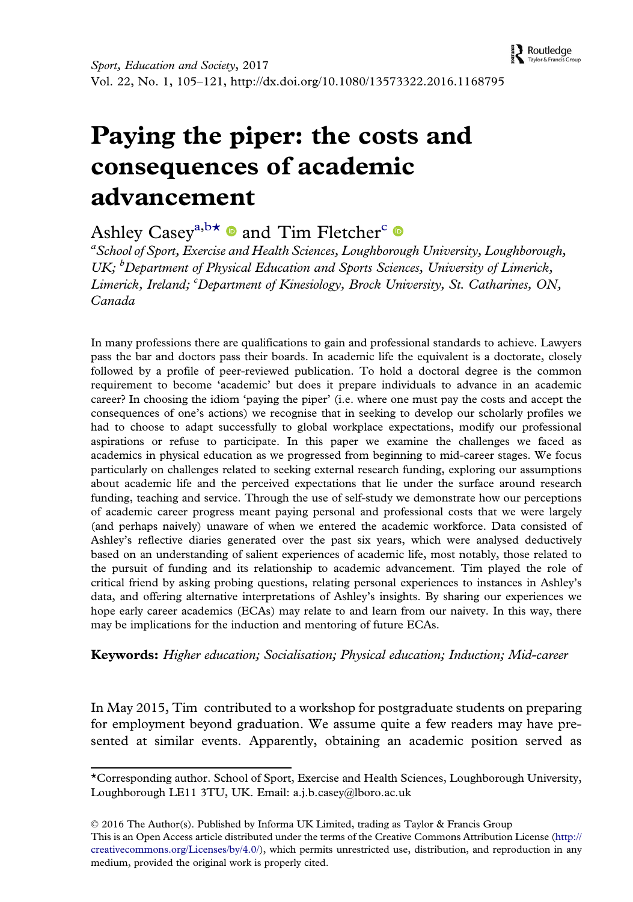*Sport, Education and Society*, 2017
Vol. 22, No. 1, 105–121, http://dx.doi.org/10.1080/13573322.2016.1168795

# Paying the piper: the costs and consequences of academic advancement

Ashley Casey[a,b]* and Tim Fletcher[c]

[a]*School of Sport, Exercise and Health Sciences, Loughborough University, Loughborough, UK;* [b]*Department of Physical Education and Sports Sciences, University of Limerick, Limerick, Ireland;* [c]*Department of Kinesiology, Brock University, St. Catharines, ON, Canada*

In many professions there are qualifications to gain and professional standards to achieve. Lawyers pass the bar and doctors pass their boards. In academic life the equivalent is a doctorate, closely followed by a profile of peer-reviewed publication. To hold a doctoral degree is the common requirement to become 'academic' but does it prepare individuals to advance in an academic career? In choosing the idiom 'paying the piper' (i.e. where one must pay the costs and accept the consequences of one's actions) we recognise that in seeking to develop our scholarly profiles we had to choose to adapt successfully to global workplace expectations, modify our professional aspirations or refuse to participate. In this paper we examine the challenges we faced as academics in physical education as we progressed from beginning to mid-career stages. We focus particularly on challenges related to seeking external research funding, exploring our assumptions about academic life and the perceived expectations that lie under the surface around research funding, teaching and service. Through the use of self-study we demonstrate how our perceptions of academic career progress meant paying personal and professional costs that we were largely (and perhaps naively) unaware of when we entered the academic workforce. Data consisted of Ashley's reflective diaries generated over the past six years, which were analysed deductively based on an understanding of salient experiences of academic life, most notably, those related to the pursuit of funding and its relationship to academic advancement. Tim played the role of critical friend by asking probing questions, relating personal experiences to instances in Ashley's data, and offering alternative interpretations of Ashley's insights. By sharing our experiences we hope early career academics (ECAs) may relate to and learn from our naivety. In this way, there may be implications for the induction and mentoring of future ECAs.

**Keywords:** *Higher education; Socialisation; Physical education; Induction; Mid-career*

In May 2015, Tim contributed to a workshop for postgraduate students on preparing for employment beyond graduation. We assume quite a few readers may have presented at similar events. Apparently, obtaining an academic position served as

---

*Corresponding author. School of Sport, Exercise and Health Sciences, Loughborough University, Loughborough LE11 3TU, UK. Email: a.j.b.casey@lboro.ac.uk

© 2016 The Author(s). Published by Informa UK Limited, trading as Taylor & Francis Group
This is an Open Access article distributed under the terms of the Creative Commons Attribution License (http://creativecommons.org/Licenses/by/4.0/), which permits unrestricted use, distribution, and reproduction in any medium, provided the original work is properly cited.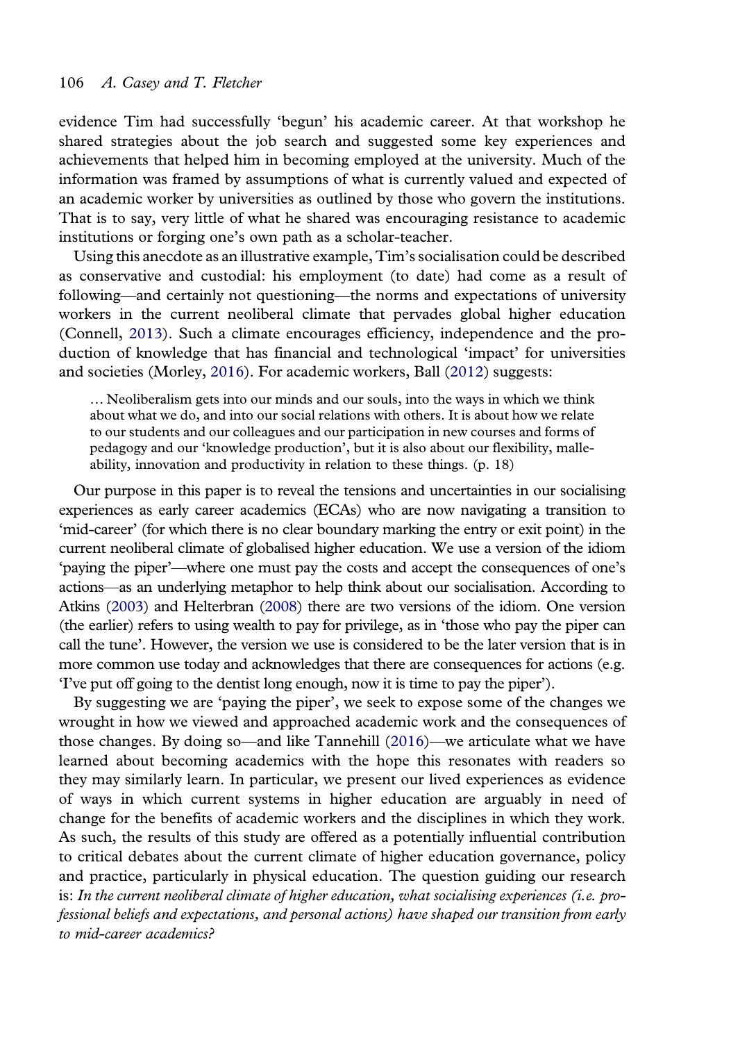evidence Tim had successfully 'begun' his academic career. At that workshop he shared strategies about the job search and suggested some key experiences and achievements that helped him in becoming employed at the university. Much of the information was framed by assumptions of what is currently valued and expected of an academic worker by universities as outlined by those who govern the institutions. That is to say, very little of what he shared was encouraging resistance to academic institutions or forging one's own path as a scholar-teacher.

Using this anecdote as an illustrative example, Tim's socialisation could be described as conservative and custodial: his employment (to date) had come as a result of following—and certainly not questioning—the norms and expectations of university workers in the current neoliberal climate that pervades global higher education (Connell, 2013). Such a climate encourages efficiency, independence and the production of knowledge that has financial and technological 'impact' for universities and societies (Morley, 2016). For academic workers, Ball (2012) suggests:

> … Neoliberalism gets into our minds and our souls, into the ways in which we think about what we do, and into our social relations with others. It is about how we relate to our students and our colleagues and our participation in new courses and forms of pedagogy and our 'knowledge production', but it is also about our flexibility, malleability, innovation and productivity in relation to these things. (p. 18)

Our purpose in this paper is to reveal the tensions and uncertainties in our socialising experiences as early career academics (ECAs) who are now navigating a transition to 'mid-career' (for which there is no clear boundary marking the entry or exit point) in the current neoliberal climate of globalised higher education. We use a version of the idiom 'paying the piper'—where one must pay the costs and accept the consequences of one's actions—as an underlying metaphor to help think about our socialisation. According to Atkins (2003) and Helterbran (2008) there are two versions of the idiom. One version (the earlier) refers to using wealth to pay for privilege, as in 'those who pay the piper can call the tune'. However, the version we use is considered to be the later version that is in more common use today and acknowledges that there are consequences for actions (e.g. 'I've put off going to the dentist long enough, now it is time to pay the piper').

By suggesting we are 'paying the piper', we seek to expose some of the changes we wrought in how we viewed and approached academic work and the consequences of those changes. By doing so—and like Tannehill (2016)—we articulate what we have learned about becoming academics with the hope this resonates with readers so they may similarly learn. In particular, we present our lived experiences as evidence of ways in which current systems in higher education are arguably in need of change for the benefits of academic workers and the disciplines in which they work. As such, the results of this study are offered as a potentially influential contribution to critical debates about the current climate of higher education governance, policy and practice, particularly in physical education. The question guiding our research is: *In the current neoliberal climate of higher education, what socialising experiences (i.e. professional beliefs and expectations, and personal actions) have shaped our transition from early to mid-career academics?*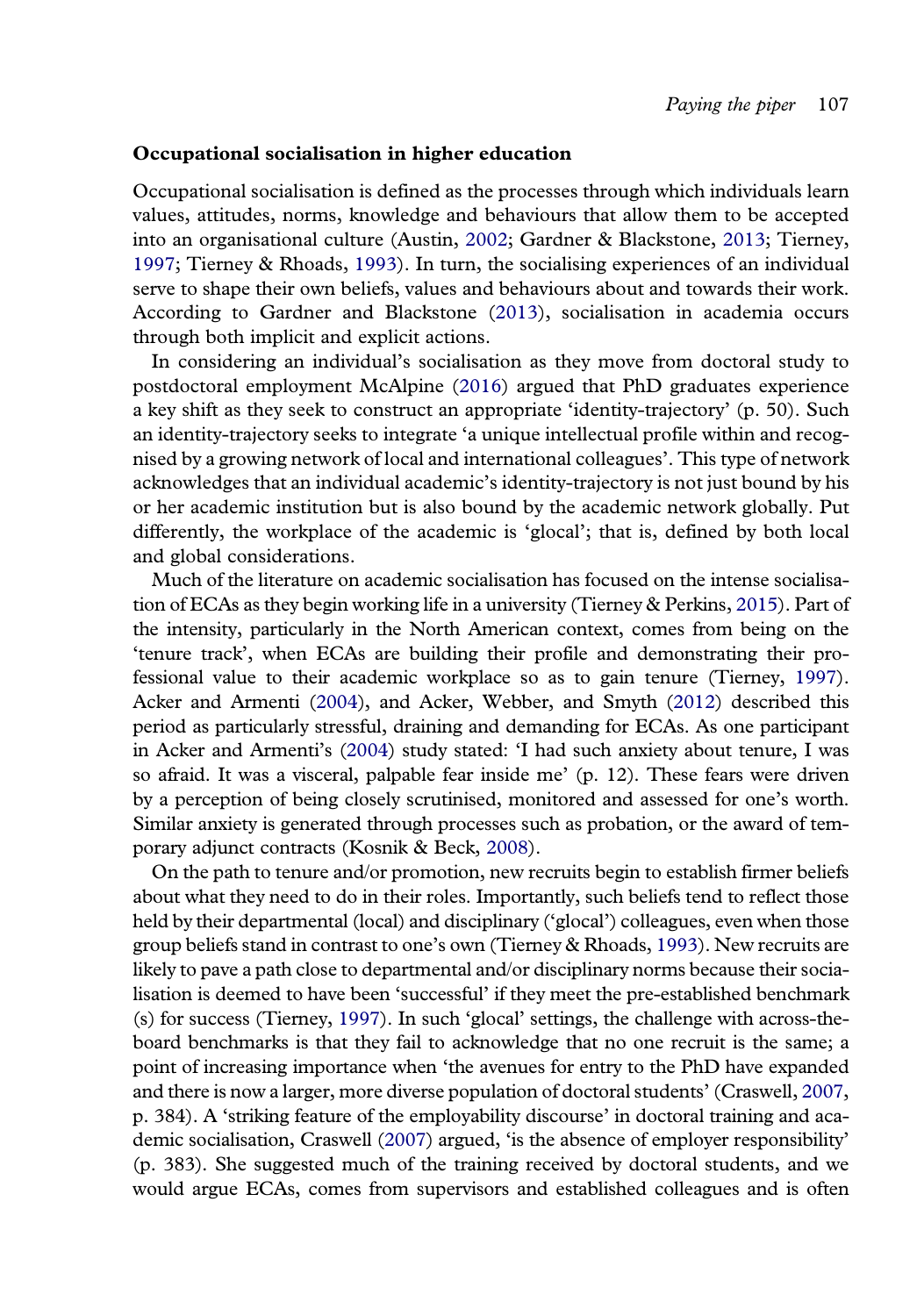**Occupational socialisation in higher education**

Occupational socialisation is defined as the processes through which individuals learn values, attitudes, norms, knowledge and behaviours that allow them to be accepted into an organisational culture (Austin, 2002; Gardner & Blackstone, 2013; Tierney, 1997; Tierney & Rhoads, 1993). In turn, the socialising experiences of an individual serve to shape their own beliefs, values and behaviours about and towards their work. According to Gardner and Blackstone (2013), socialisation in academia occurs through both implicit and explicit actions.

In considering an individual's socialisation as they move from doctoral study to postdoctoral employment McAlpine (2016) argued that PhD graduates experience a key shift as they seek to construct an appropriate 'identity-trajectory' (p. 50). Such an identity-trajectory seeks to integrate 'a unique intellectual profile within and recognised by a growing network of local and international colleagues'. This type of network acknowledges that an individual academic's identity-trajectory is not just bound by his or her academic institution but is also bound by the academic network globally. Put differently, the workplace of the academic is 'glocal'; that is, defined by both local and global considerations.

Much of the literature on academic socialisation has focused on the intense socialisation of ECAs as they begin working life in a university (Tierney & Perkins, 2015). Part of the intensity, particularly in the North American context, comes from being on the 'tenure track', when ECAs are building their profile and demonstrating their professional value to their academic workplace so as to gain tenure (Tierney, 1997). Acker and Armenti (2004), and Acker, Webber, and Smyth (2012) described this period as particularly stressful, draining and demanding for ECAs. As one participant in Acker and Armenti's (2004) study stated: 'I had such anxiety about tenure, I was so afraid. It was a visceral, palpable fear inside me' (p. 12). These fears were driven by a perception of being closely scrutinised, monitored and assessed for one's worth. Similar anxiety is generated through processes such as probation, or the award of temporary adjunct contracts (Kosnik & Beck, 2008).

On the path to tenure and/or promotion, new recruits begin to establish firmer beliefs about what they need to do in their roles. Importantly, such beliefs tend to reflect those held by their departmental (local) and disciplinary ('glocal') colleagues, even when those group beliefs stand in contrast to one's own (Tierney & Rhoads, 1993). New recruits are likely to pave a path close to departmental and/or disciplinary norms because their socialisation is deemed to have been 'successful' if they meet the pre-established benchmark (s) for success (Tierney, 1997). In such 'glocal' settings, the challenge with across-the-board benchmarks is that they fail to acknowledge that no one recruit is the same; a point of increasing importance when 'the avenues for entry to the PhD have expanded and there is now a larger, more diverse population of doctoral students' (Craswell, 2007, p. 384). A 'striking feature of the employability discourse' in doctoral training and academic socialisation, Craswell (2007) argued, 'is the absence of employer responsibility' (p. 383). She suggested much of the training received by doctoral students, and we would argue ECAs, comes from supervisors and established colleagues and is often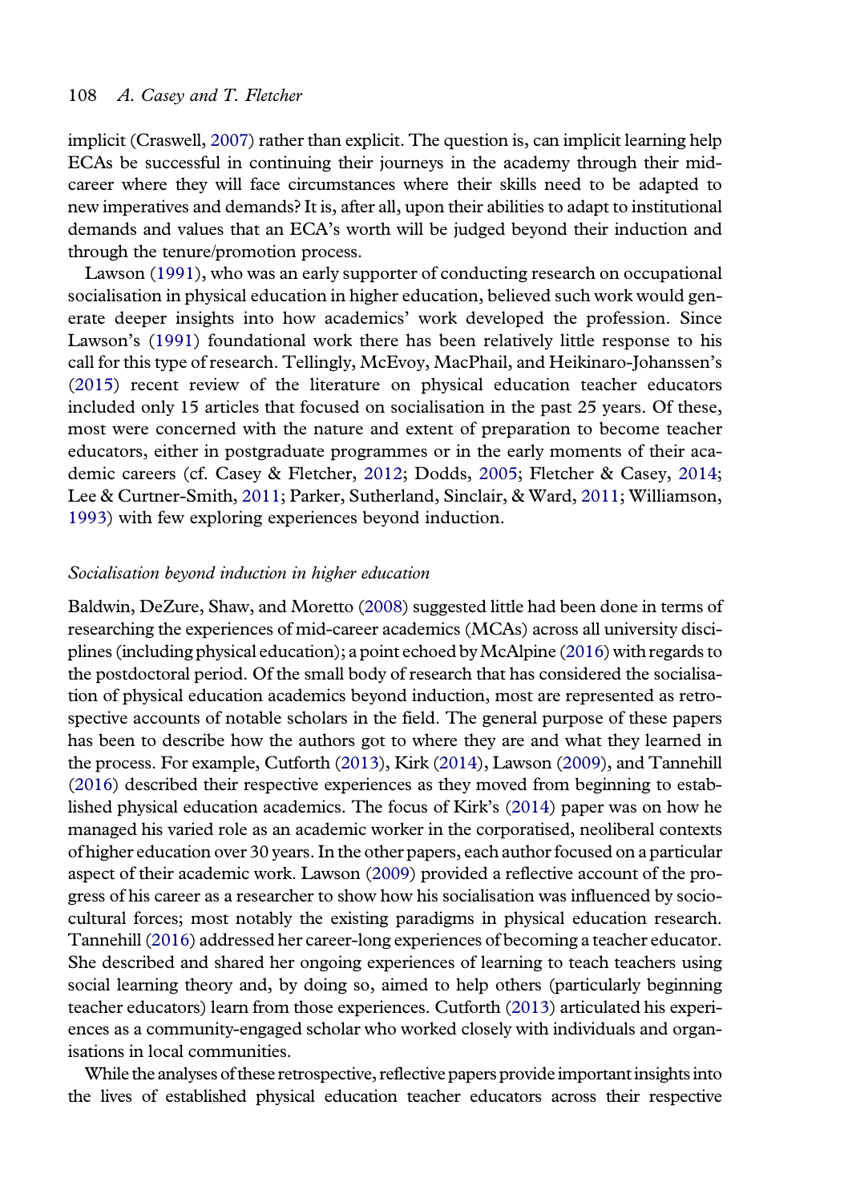implicit (Craswell, 2007) rather than explicit. The question is, can implicit learning help ECAs be successful in continuing their journeys in the academy through their mid-career where they will face circumstances where their skills need to be adapted to new imperatives and demands? It is, after all, upon their abilities to adapt to institutional demands and values that an ECA's worth will be judged beyond their induction and through the tenure/promotion process.

Lawson (1991), who was an early supporter of conducting research on occupational socialisation in physical education in higher education, believed such work would generate deeper insights into how academics' work developed the profession. Since Lawson's (1991) foundational work there has been relatively little response to his call for this type of research. Tellingly, McEvoy, MacPhail, and Heikinaro-Johanssen's (2015) recent review of the literature on physical education teacher educators included only 15 articles that focused on socialisation in the past 25 years. Of these, most were concerned with the nature and extent of preparation to become teacher educators, either in postgraduate programmes or in the early moments of their academic careers (cf. Casey & Fletcher, 2012; Dodds, 2005; Fletcher & Casey, 2014; Lee & Curtner-Smith, 2011; Parker, Sutherland, Sinclair, & Ward, 2011; Williamson, 1993) with few exploring experiences beyond induction.

### *Socialisation beyond induction in higher education*

Baldwin, DeZure, Shaw, and Moretto (2008) suggested little had been done in terms of researching the experiences of mid-career academics (MCAs) across all university disciplines (including physical education); a point echoed by McAlpine (2016) with regards to the postdoctoral period. Of the small body of research that has considered the socialisation of physical education academics beyond induction, most are represented as retrospective accounts of notable scholars in the field. The general purpose of these papers has been to describe how the authors got to where they are and what they learned in the process. For example, Cutforth (2013), Kirk (2014), Lawson (2009), and Tannehill (2016) described their respective experiences as they moved from beginning to established physical education academics. The focus of Kirk's (2014) paper was on how he managed his varied role as an academic worker in the corporatised, neoliberal contexts of higher education over 30 years. In the other papers, each author focused on a particular aspect of their academic work. Lawson (2009) provided a reflective account of the progress of his career as a researcher to show how his socialisation was influenced by sociocultural forces; most notably the existing paradigms in physical education research. Tannehill (2016) addressed her career-long experiences of becoming a teacher educator. She described and shared her ongoing experiences of learning to teach teachers using social learning theory and, by doing so, aimed to help others (particularly beginning teacher educators) learn from those experiences. Cutforth (2013) articulated his experiences as a community-engaged scholar who worked closely with individuals and organisations in local communities.

While the analyses of these retrospective, reflective papers provide important insights into the lives of established physical education teacher educators across their respective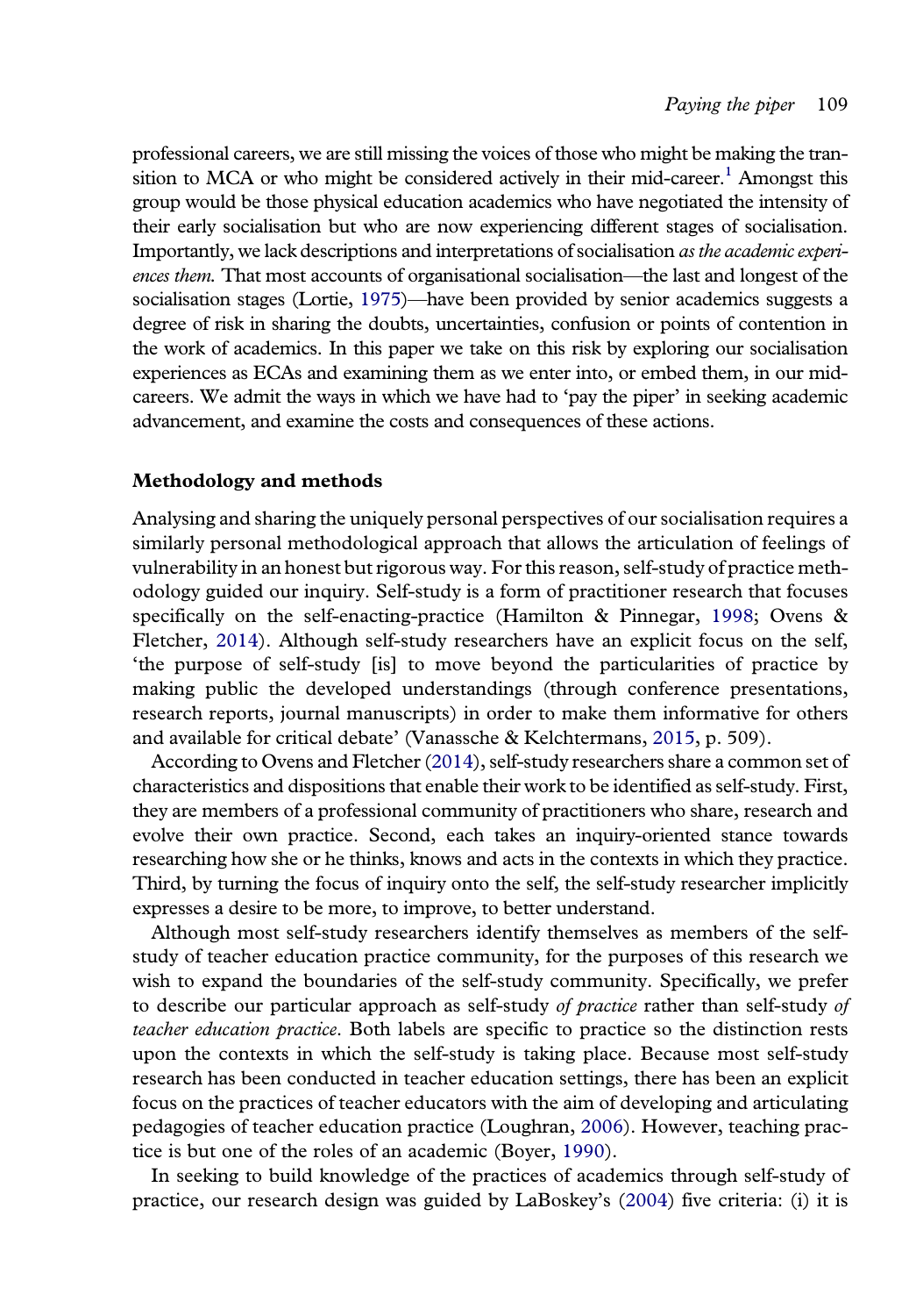professional careers, we are still missing the voices of those who might be making the transition to MCA or who might be considered actively in their mid-career.[1] Amongst this group would be those physical education academics who have negotiated the intensity of their early socialisation but who are now experiencing different stages of socialisation. Importantly, we lack descriptions and interpretations of socialisation *as the academic experiences them.* That most accounts of organisational socialisation—the last and longest of the socialisation stages (Lortie, 1975)—have been provided by senior academics suggests a degree of risk in sharing the doubts, uncertainties, confusion or points of contention in the work of academics. In this paper we take on this risk by exploring our socialisation experiences as ECAs and examining them as we enter into, or embed them, in our mid-careers. We admit the ways in which we have had to 'pay the piper' in seeking academic advancement, and examine the costs and consequences of these actions.

## Methodology and methods

Analysing and sharing the uniquely personal perspectives of our socialisation requires a similarly personal methodological approach that allows the articulation of feelings of vulnerability in an honest but rigorous way. For this reason, self-study of practice methodology guided our inquiry. Self-study is a form of practitioner research that focuses specifically on the self-enacting-practice (Hamilton & Pinnegar, 1998; Ovens & Fletcher, 2014). Although self-study researchers have an explicit focus on the self, 'the purpose of self-study [is] to move beyond the particularities of practice by making public the developed understandings (through conference presentations, research reports, journal manuscripts) in order to make them informative for others and available for critical debate' (Vanassche & Kelchtermans, 2015, p. 509).

According to Ovens and Fletcher (2014), self-study researchers share a common set of characteristics and dispositions that enable their work to be identified as self-study. First, they are members of a professional community of practitioners who share, research and evolve their own practice. Second, each takes an inquiry-oriented stance towards researching how she or he thinks, knows and acts in the contexts in which they practice. Third, by turning the focus of inquiry onto the self, the self-study researcher implicitly expresses a desire to be more, to improve, to better understand.

Although most self-study researchers identify themselves as members of the self-study of teacher education practice community, for the purposes of this research we wish to expand the boundaries of the self-study community. Specifically, we prefer to describe our particular approach as self-study *of practice* rather than self-study *of teacher education practice*. Both labels are specific to practice so the distinction rests upon the contexts in which the self-study is taking place. Because most self-study research has been conducted in teacher education settings, there has been an explicit focus on the practices of teacher educators with the aim of developing and articulating pedagogies of teacher education practice (Loughran, 2006). However, teaching practice is but one of the roles of an academic (Boyer, 1990).

In seeking to build knowledge of the practices of academics through self-study of practice, our research design was guided by LaBoskey's (2004) five criteria: (i) it is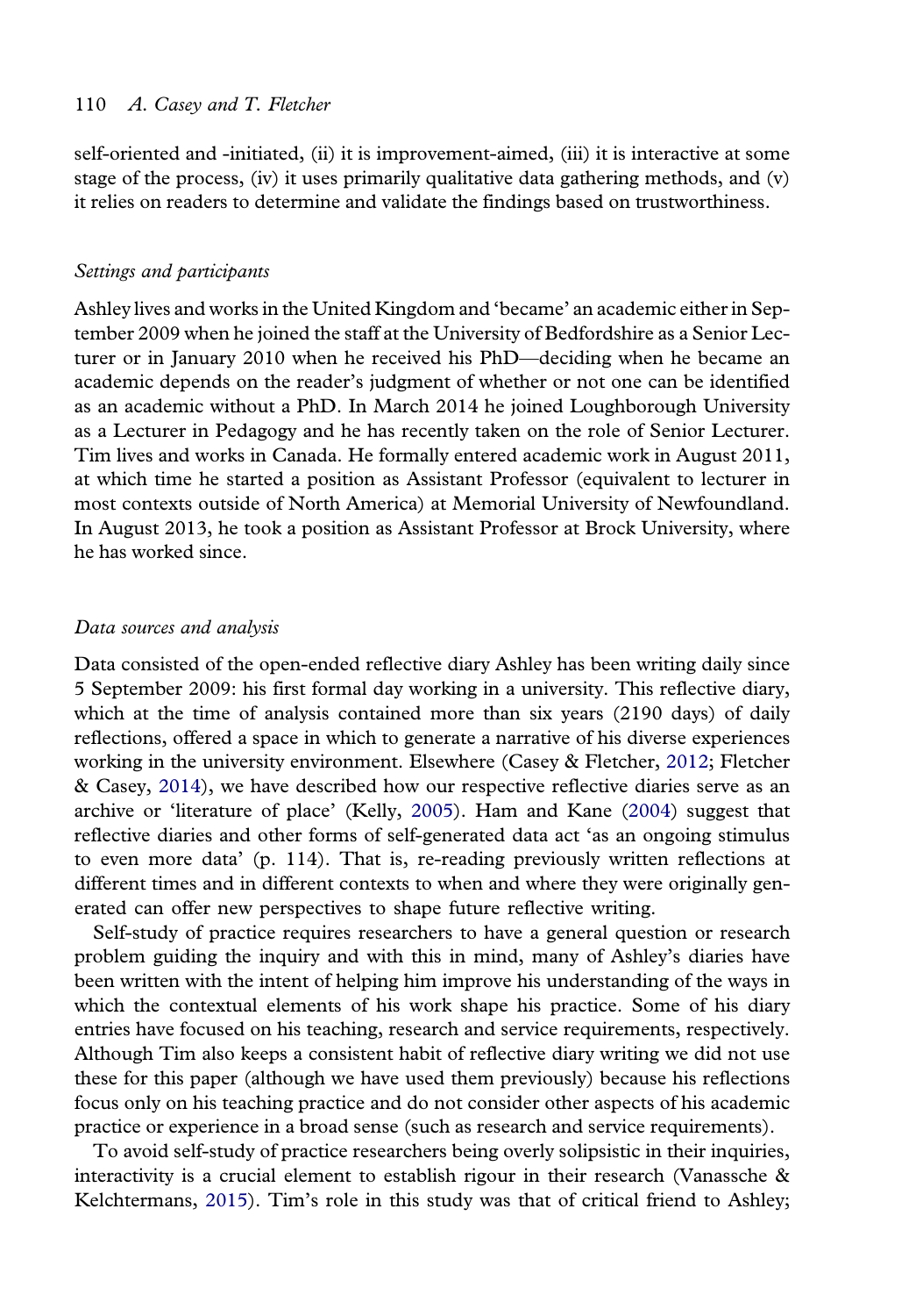self-oriented and -initiated, (ii) it is improvement-aimed, (iii) it is interactive at some stage of the process, (iv) it uses primarily qualitative data gathering methods, and (v) it relies on readers to determine and validate the findings based on trustworthiness.

### *Settings and participants*

Ashley lives and works in the United Kingdom and 'became' an academic either in September 2009 when he joined the staff at the University of Bedfordshire as a Senior Lecturer or in January 2010 when he received his PhD—deciding when he became an academic depends on the reader's judgment of whether or not one can be identified as an academic without a PhD. In March 2014 he joined Loughborough University as a Lecturer in Pedagogy and he has recently taken on the role of Senior Lecturer. Tim lives and works in Canada. He formally entered academic work in August 2011, at which time he started a position as Assistant Professor (equivalent to lecturer in most contexts outside of North America) at Memorial University of Newfoundland. In August 2013, he took a position as Assistant Professor at Brock University, where he has worked since.

### *Data sources and analysis*

Data consisted of the open-ended reflective diary Ashley has been writing daily since 5 September 2009: his first formal day working in a university. This reflective diary, which at the time of analysis contained more than six years (2190 days) of daily reflections, offered a space in which to generate a narrative of his diverse experiences working in the university environment. Elsewhere (Casey & Fletcher, 2012; Fletcher & Casey, 2014), we have described how our respective reflective diaries serve as an archive or 'literature of place' (Kelly, 2005). Ham and Kane (2004) suggest that reflective diaries and other forms of self-generated data act 'as an ongoing stimulus to even more data' (p. 114). That is, re-reading previously written reflections at different times and in different contexts to when and where they were originally generated can offer new perspectives to shape future reflective writing.

Self-study of practice requires researchers to have a general question or research problem guiding the inquiry and with this in mind, many of Ashley's diaries have been written with the intent of helping him improve his understanding of the ways in which the contextual elements of his work shape his practice. Some of his diary entries have focused on his teaching, research and service requirements, respectively. Although Tim also keeps a consistent habit of reflective diary writing we did not use these for this paper (although we have used them previously) because his reflections focus only on his teaching practice and do not consider other aspects of his academic practice or experience in a broad sense (such as research and service requirements).

To avoid self-study of practice researchers being overly solipsistic in their inquiries, interactivity is a crucial element to establish rigour in their research (Vanassche & Kelchtermans, 2015). Tim's role in this study was that of critical friend to Ashley;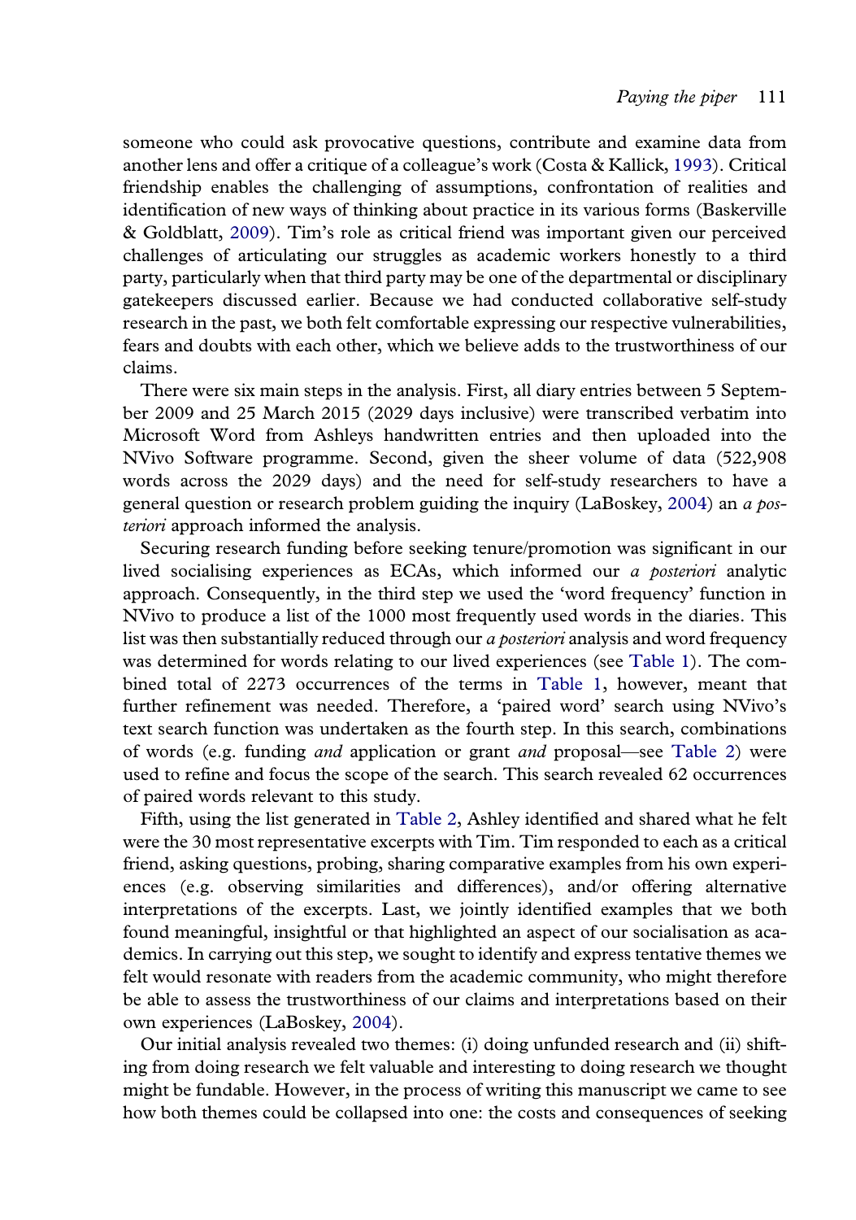someone who could ask provocative questions, contribute and examine data from another lens and offer a critique of a colleague's work (Costa & Kallick, 1993). Critical friendship enables the challenging of assumptions, confrontation of realities and identification of new ways of thinking about practice in its various forms (Baskerville & Goldblatt, 2009). Tim's role as critical friend was important given our perceived challenges of articulating our struggles as academic workers honestly to a third party, particularly when that third party may be one of the departmental or disciplinary gatekeepers discussed earlier. Because we had conducted collaborative self-study research in the past, we both felt comfortable expressing our respective vulnerabilities, fears and doubts with each other, which we believe adds to the trustworthiness of our claims.

There were six main steps in the analysis. First, all diary entries between 5 September 2009 and 25 March 2015 (2029 days inclusive) were transcribed verbatim into Microsoft Word from Ashleys handwritten entries and then uploaded into the NVivo Software programme. Second, given the sheer volume of data (522,908 words across the 2029 days) and the need for self-study researchers to have a general question or research problem guiding the inquiry (LaBoskey, 2004) an *a posteriori* approach informed the analysis.

Securing research funding before seeking tenure/promotion was significant in our lived socialising experiences as ECAs, which informed our *a posteriori* analytic approach. Consequently, in the third step we used the 'word frequency' function in NVivo to produce a list of the 1000 most frequently used words in the diaries. This list was then substantially reduced through our *a posteriori* analysis and word frequency was determined for words relating to our lived experiences (see Table 1). The combined total of 2273 occurrences of the terms in Table 1, however, meant that further refinement was needed. Therefore, a 'paired word' search using NVivo's text search function was undertaken as the fourth step. In this search, combinations of words (e.g. funding *and* application or grant *and* proposal—see Table 2) were used to refine and focus the scope of the search. This search revealed 62 occurrences of paired words relevant to this study.

Fifth, using the list generated in Table 2, Ashley identified and shared what he felt were the 30 most representative excerpts with Tim. Tim responded to each as a critical friend, asking questions, probing, sharing comparative examples from his own experiences (e.g. observing similarities and differences), and/or offering alternative interpretations of the excerpts. Last, we jointly identified examples that we both found meaningful, insightful or that highlighted an aspect of our socialisation as academics. In carrying out this step, we sought to identify and express tentative themes we felt would resonate with readers from the academic community, who might therefore be able to assess the trustworthiness of our claims and interpretations based on their own experiences (LaBoskey, 2004).

Our initial analysis revealed two themes: (i) doing unfunded research and (ii) shifting from doing research we felt valuable and interesting to doing research we thought might be fundable. However, in the process of writing this manuscript we came to see how both themes could be collapsed into one: the costs and consequences of seeking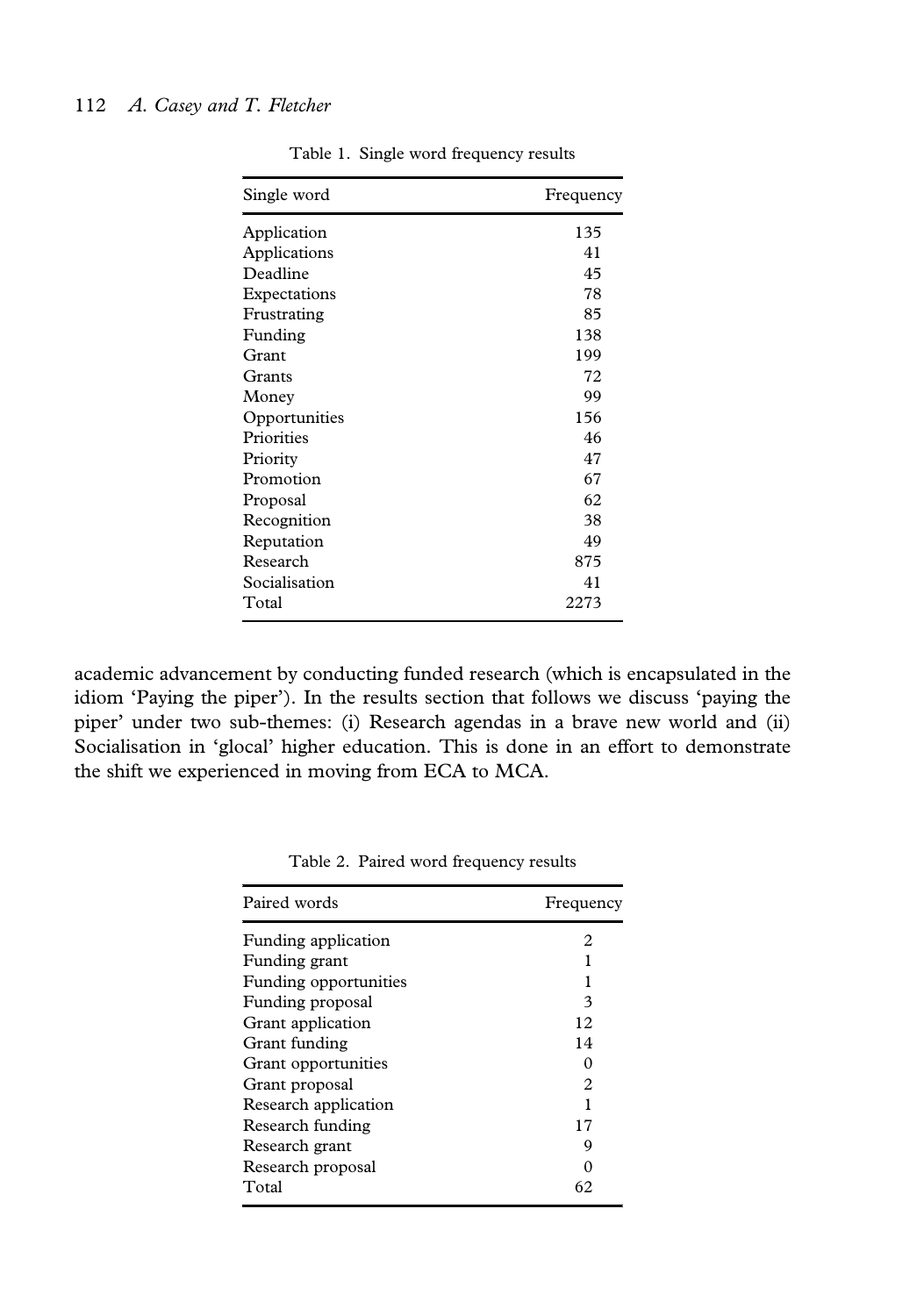Table 1. Single word frequency results

| Single word | Frequency |
|---|---|
| Application | 135 |
| Applications | 41 |
| Deadline | 45 |
| Expectations | 78 |
| Frustrating | 85 |
| Funding | 138 |
| Grant | 199 |
| Grants | 72 |
| Money | 99 |
| Opportunities | 156 |
| Priorities | 46 |
| Priority | 47 |
| Promotion | 67 |
| Proposal | 62 |
| Recognition | 38 |
| Reputation | 49 |
| Research | 875 |
| Socialisation | 41 |
| Total | 2273 |

academic advancement by conducting funded research (which is encapsulated in the idiom 'Paying the piper'). In the results section that follows we discuss 'paying the piper' under two sub-themes: (i) Research agendas in a brave new world and (ii) Socialisation in 'glocal' higher education. This is done in an effort to demonstrate the shift we experienced in moving from ECA to MCA.

Table 2. Paired word frequency results

| Paired words | Frequency |
|---|---|
| Funding application | 2 |
| Funding grant | 1 |
| Funding opportunities | 1 |
| Funding proposal | 3 |
| Grant application | 12 |
| Grant funding | 14 |
| Grant opportunities | 0 |
| Grant proposal | 2 |
| Research application | 1 |
| Research funding | 17 |
| Research grant | 9 |
| Research proposal | 0 |
| Total | 62 |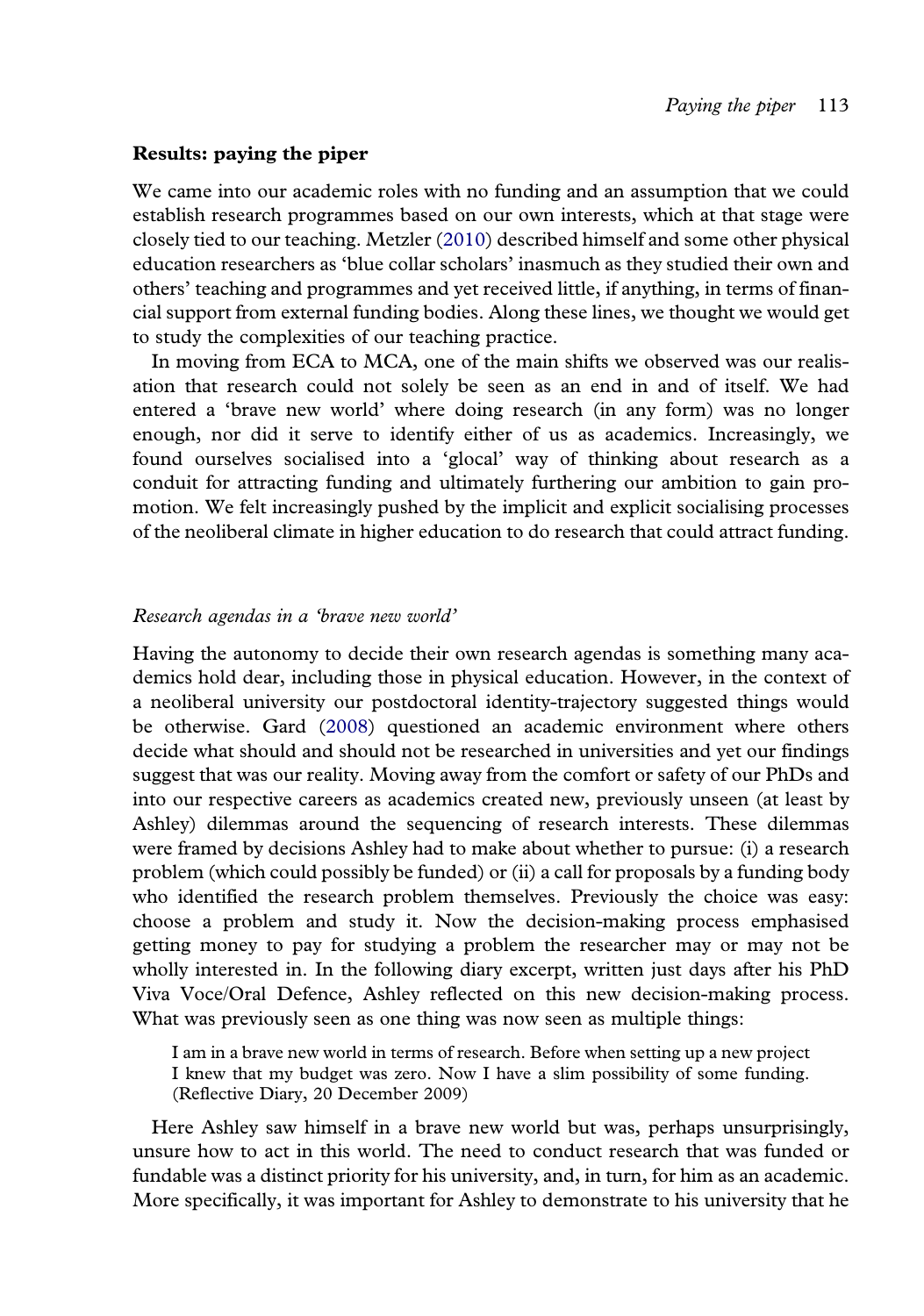## Results: paying the piper

We came into our academic roles with no funding and an assumption that we could establish research programmes based on our own interests, which at that stage were closely tied to our teaching. Metzler (2010) described himself and some other physical education researchers as 'blue collar scholars' inasmuch as they studied their own and others' teaching and programmes and yet received little, if anything, in terms of financial support from external funding bodies. Along these lines, we thought we would get to study the complexities of our teaching practice.

In moving from ECA to MCA, one of the main shifts we observed was our realisation that research could not solely be seen as an end in and of itself. We had entered a 'brave new world' where doing research (in any form) was no longer enough, nor did it serve to identify either of us as academics. Increasingly, we found ourselves socialised into a 'glocal' way of thinking about research as a conduit for attracting funding and ultimately furthering our ambition to gain promotion. We felt increasingly pushed by the implicit and explicit socialising processes of the neoliberal climate in higher education to do research that could attract funding.

### *Research agendas in a 'brave new world'*

Having the autonomy to decide their own research agendas is something many academics hold dear, including those in physical education. However, in the context of a neoliberal university our postdoctoral identity-trajectory suggested things would be otherwise. Gard (2008) questioned an academic environment where others decide what should and should not be researched in universities and yet our findings suggest that was our reality. Moving away from the comfort or safety of our PhDs and into our respective careers as academics created new, previously unseen (at least by Ashley) dilemmas around the sequencing of research interests. These dilemmas were framed by decisions Ashley had to make about whether to pursue: (i) a research problem (which could possibly be funded) or (ii) a call for proposals by a funding body who identified the research problem themselves. Previously the choice was easy: choose a problem and study it. Now the decision-making process emphasised getting money to pay for studying a problem the researcher may or may not be wholly interested in. In the following diary excerpt, written just days after his PhD Viva Voce/Oral Defence, Ashley reflected on this new decision-making process. What was previously seen as one thing was now seen as multiple things:

> I am in a brave new world in terms of research. Before when setting up a new project I knew that my budget was zero. Now I have a slim possibility of some funding. (Reflective Diary, 20 December 2009)

Here Ashley saw himself in a brave new world but was, perhaps unsurprisingly, unsure how to act in this world. The need to conduct research that was funded or fundable was a distinct priority for his university, and, in turn, for him as an academic. More specifically, it was important for Ashley to demonstrate to his university that he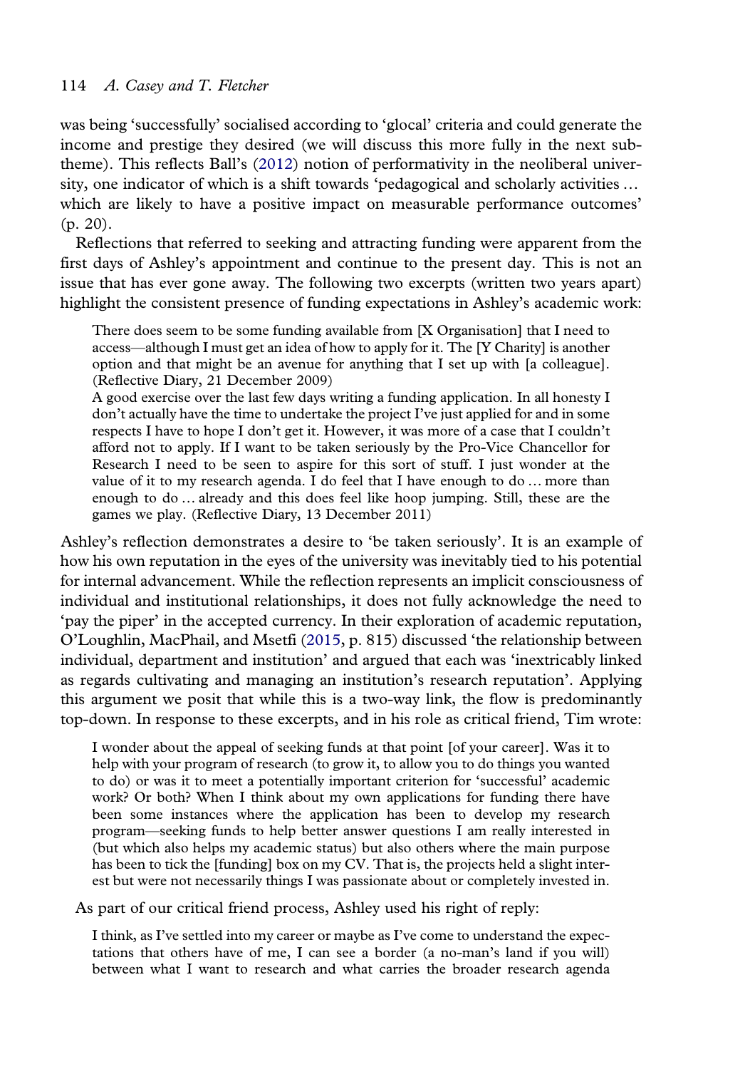was being 'successfully' socialised according to 'glocal' criteria and could generate the income and prestige they desired (we will discuss this more fully in the next sub-theme). This reflects Ball's (2012) notion of performativity in the neoliberal university, one indicator of which is a shift towards 'pedagogical and scholarly activities … which are likely to have a positive impact on measurable performance outcomes' (p. 20).

Reflections that referred to seeking and attracting funding were apparent from the first days of Ashley's appointment and continue to the present day. This is not an issue that has ever gone away. The following two excerpts (written two years apart) highlight the consistent presence of funding expectations in Ashley's academic work:

> There does seem to be some funding available from [X Organisation] that I need to access—although I must get an idea of how to apply for it. The [Y Charity] is another option and that might be an avenue for anything that I set up with [a colleague]. (Reflective Diary, 21 December 2009)
>
> A good exercise over the last few days writing a funding application. In all honesty I don't actually have the time to undertake the project I've just applied for and in some respects I have to hope I don't get it. However, it was more of a case that I couldn't afford not to apply. If I want to be taken seriously by the Pro-Vice Chancellor for Research I need to be seen to aspire for this sort of stuff. I just wonder at the value of it to my research agenda. I do feel that I have enough to do … more than enough to do … already and this does feel like hoop jumping. Still, these are the games we play. (Reflective Diary, 13 December 2011)

Ashley's reflection demonstrates a desire to 'be taken seriously'. It is an example of how his own reputation in the eyes of the university was inevitably tied to his potential for internal advancement. While the reflection represents an implicit consciousness of individual and institutional relationships, it does not fully acknowledge the need to 'pay the piper' in the accepted currency. In their exploration of academic reputation, O'Loughlin, MacPhail, and Msetfi (2015, p. 815) discussed 'the relationship between individual, department and institution' and argued that each was 'inextricably linked as regards cultivating and managing an institution's research reputation'. Applying this argument we posit that while this is a two-way link, the flow is predominantly top-down. In response to these excerpts, and in his role as critical friend, Tim wrote:

> I wonder about the appeal of seeking funds at that point [of your career]. Was it to help with your program of research (to grow it, to allow you to do things you wanted to do) or was it to meet a potentially important criterion for 'successful' academic work? Or both? When I think about my own applications for funding there have been some instances where the application has been to develop my research program—seeking funds to help better answer questions I am really interested in (but which also helps my academic status) but also others where the main purpose has been to tick the [funding] box on my CV. That is, the projects held a slight interest but were not necessarily things I was passionate about or completely invested in.

As part of our critical friend process, Ashley used his right of reply:

> I think, as I've settled into my career or maybe as I've come to understand the expectations that others have of me, I can see a border (a no-man's land if you will) between what I want to research and what carries the broader research agenda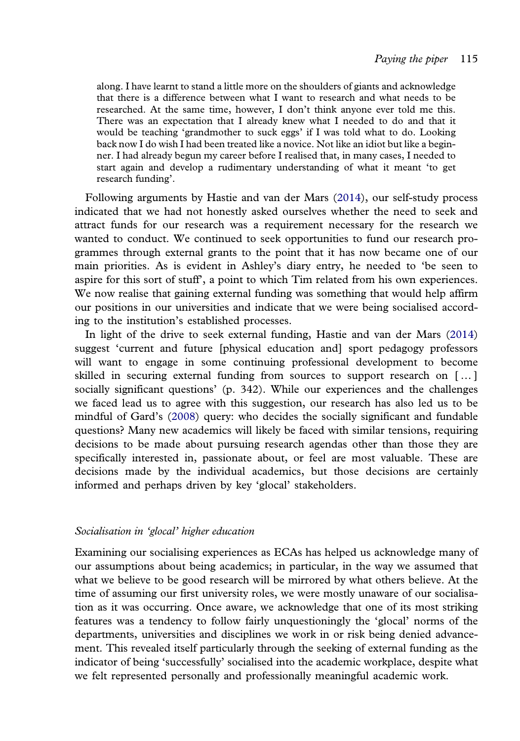> along. I have learnt to stand a little more on the shoulders of giants and acknowledge that there is a difference between what I want to research and what needs to be researched. At the same time, however, I don't think anyone ever told me this. There was an expectation that I already knew what I needed to do and that it would be teaching 'grandmother to suck eggs' if I was told what to do. Looking back now I do wish I had been treated like a novice. Not like an idiot but like a beginner. I had already begun my career before I realised that, in many cases, I needed to start again and develop a rudimentary understanding of what it meant 'to get research funding'.

Following arguments by Hastie and van der Mars (2014), our self-study process indicated that we had not honestly asked ourselves whether the need to seek and attract funds for our research was a requirement necessary for the research we wanted to conduct. We continued to seek opportunities to fund our research programmes through external grants to the point that it has now became one of our main priorities. As is evident in Ashley's diary entry, he needed to 'be seen to aspire for this sort of stuff', a point to which Tim related from his own experiences. We now realise that gaining external funding was something that would help affirm our positions in our universities and indicate that we were being socialised according to the institution's established processes.

In light of the drive to seek external funding, Hastie and van der Mars (2014) suggest 'current and future [physical education and] sport pedagogy professors will want to engage in some continuing professional development to become skilled in securing external funding from sources to support research on [...] socially significant questions' (p. 342). While our experiences and the challenges we faced lead us to agree with this suggestion, our research has also led us to be mindful of Gard's (2008) query: who decides the socially significant and fundable questions? Many new academics will likely be faced with similar tensions, requiring decisions to be made about pursuing research agendas other than those they are specifically interested in, passionate about, or feel are most valuable. These are decisions made by the individual academics, but those decisions are certainly informed and perhaps driven by key 'glocal' stakeholders.

### *Socialisation in 'glocal' higher education*

Examining our socialising experiences as ECAs has helped us acknowledge many of our assumptions about being academics; in particular, in the way we assumed that what we believe to be good research will be mirrored by what others believe. At the time of assuming our first university roles, we were mostly unaware of our socialisation as it was occurring. Once aware, we acknowledge that one of its most striking features was a tendency to follow fairly unquestioningly the 'glocal' norms of the departments, universities and disciplines we work in or risk being denied advancement. This revealed itself particularly through the seeking of external funding as the indicator of being 'successfully' socialised into the academic workplace, despite what we felt represented personally and professionally meaningful academic work.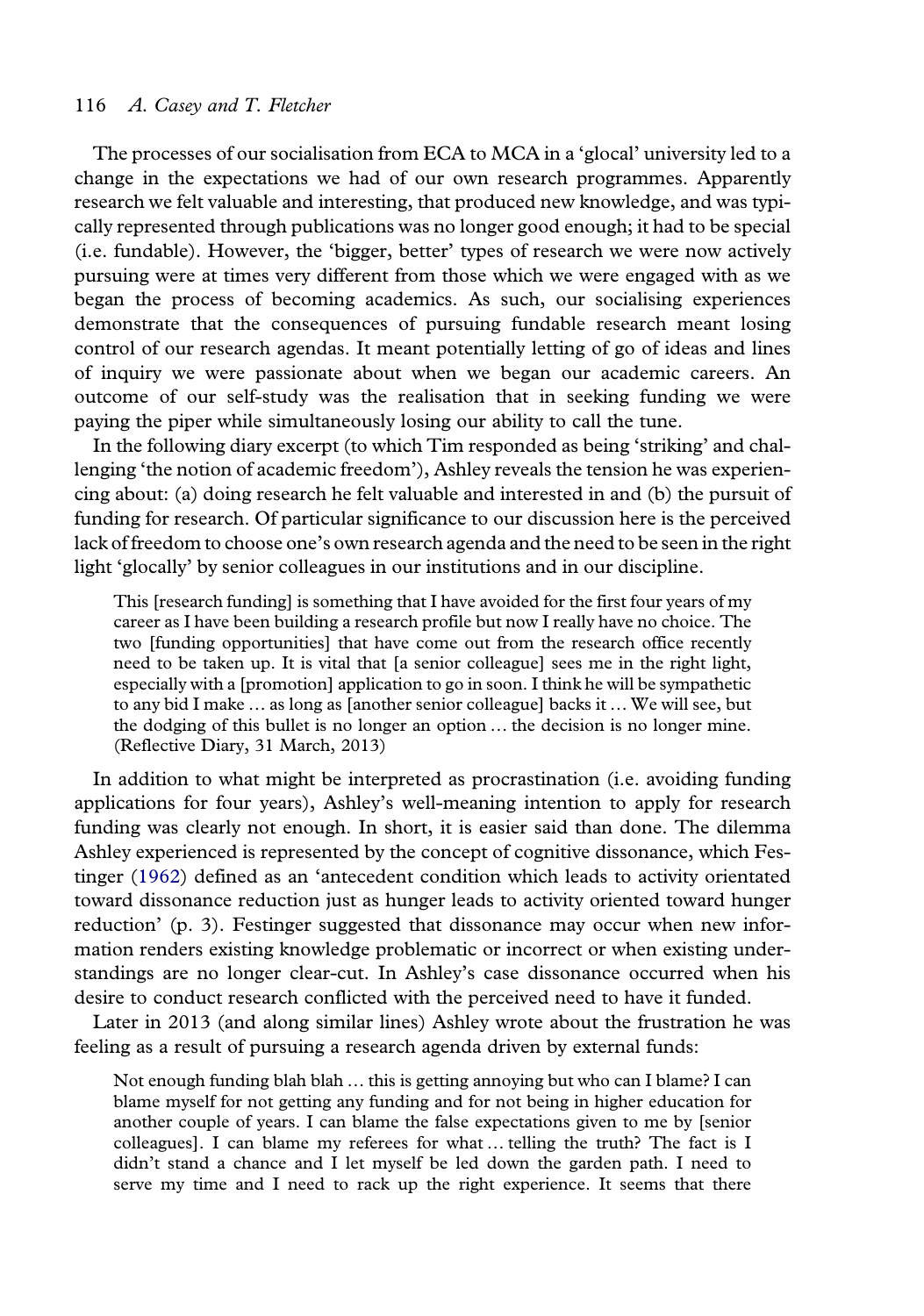The processes of our socialisation from ECA to MCA in a 'glocal' university led to a change in the expectations we had of our own research programmes. Apparently research we felt valuable and interesting, that produced new knowledge, and was typically represented through publications was no longer good enough; it had to be special (i.e. fundable). However, the 'bigger, better' types of research we were now actively pursuing were at times very different from those which we were engaged with as we began the process of becoming academics. As such, our socialising experiences demonstrate that the consequences of pursuing fundable research meant losing control of our research agendas. It meant potentially letting of go of ideas and lines of inquiry we were passionate about when we began our academic careers. An outcome of our self-study was the realisation that in seeking funding we were paying the piper while simultaneously losing our ability to call the tune.

In the following diary excerpt (to which Tim responded as being 'striking' and challenging 'the notion of academic freedom'), Ashley reveals the tension he was experiencing about: (a) doing research he felt valuable and interested in and (b) the pursuit of funding for research. Of particular significance to our discussion here is the perceived lack of freedom to choose one's own research agenda and the need to be seen in the right light 'glocally' by senior colleagues in our institutions and in our discipline.

> This [research funding] is something that I have avoided for the first four years of my career as I have been building a research profile but now I really have no choice. The two [funding opportunities] that have come out from the research office recently need to be taken up. It is vital that [a senior colleague] sees me in the right light, especially with a [promotion] application to go in soon. I think he will be sympathetic to any bid I make … as long as [another senior colleague] backs it … We will see, but the dodging of this bullet is no longer an option … the decision is no longer mine. (Reflective Diary, 31 March, 2013)

In addition to what might be interpreted as procrastination (i.e. avoiding funding applications for four years), Ashley's well-meaning intention to apply for research funding was clearly not enough. In short, it is easier said than done. The dilemma Ashley experienced is represented by the concept of cognitive dissonance, which Festinger (1962) defined as an 'antecedent condition which leads to activity orientated toward dissonance reduction just as hunger leads to activity oriented toward hunger reduction' (p. 3). Festinger suggested that dissonance may occur when new information renders existing knowledge problematic or incorrect or when existing understandings are no longer clear-cut. In Ashley's case dissonance occurred when his desire to conduct research conflicted with the perceived need to have it funded.

Later in 2013 (and along similar lines) Ashley wrote about the frustration he was feeling as a result of pursuing a research agenda driven by external funds:

> Not enough funding blah blah … this is getting annoying but who can I blame? I can blame myself for not getting any funding and for not being in higher education for another couple of years. I can blame the false expectations given to me by [senior colleagues]. I can blame my referees for what … telling the truth? The fact is I didn't stand a chance and I let myself be led down the garden path. I need to serve my time and I need to rack up the right experience. It seems that there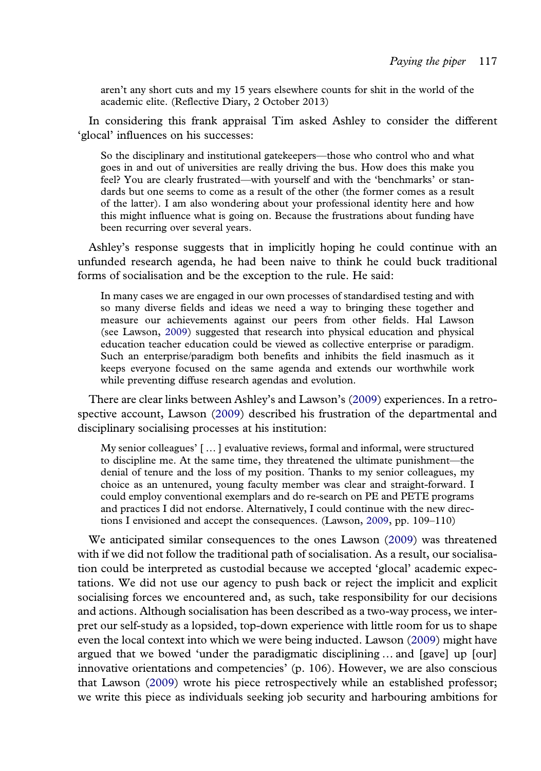aren't any short cuts and my 15 years elsewhere counts for shit in the world of the academic elite. (Reflective Diary, 2 October 2013)

In considering this frank appraisal Tim asked Ashley to consider the different 'glocal' influences on his successes:

> So the disciplinary and institutional gatekeepers—those who control who and what goes in and out of universities are really driving the bus. How does this make you feel? You are clearly frustrated—with yourself and with the 'benchmarks' or standards but one seems to come as a result of the other (the former comes as a result of the latter). I am also wondering about your professional identity here and how this might influence what is going on. Because the frustrations about funding have been recurring over several years.

Ashley's response suggests that in implicitly hoping he could continue with an unfunded research agenda, he had been naive to think he could buck traditional forms of socialisation and be the exception to the rule. He said:

> In many cases we are engaged in our own processes of standardised testing and with so many diverse fields and ideas we need a way to bringing these together and measure our achievements against our peers from other fields. Hal Lawson (see Lawson, 2009) suggested that research into physical education and physical education teacher education could be viewed as collective enterprise or paradigm. Such an enterprise/paradigm both benefits and inhibits the field inasmuch as it keeps everyone focused on the same agenda and extends our worthwhile work while preventing diffuse research agendas and evolution.

There are clear links between Ashley's and Lawson's (2009) experiences. In a retrospective account, Lawson (2009) described his frustration of the departmental and disciplinary socialising processes at his institution:

> My senior colleagues' [ … ] evaluative reviews, formal and informal, were structured to discipline me. At the same time, they threatened the ultimate punishment—the denial of tenure and the loss of my position. Thanks to my senior colleagues, my choice as an untenured, young faculty member was clear and straight-forward. I could employ conventional exemplars and do re-search on PE and PETE programs and practices I did not endorse. Alternatively, I could continue with the new directions I envisioned and accept the consequences. (Lawson, 2009, pp. 109–110)

We anticipated similar consequences to the ones Lawson (2009) was threatened with if we did not follow the traditional path of socialisation. As a result, our socialisation could be interpreted as custodial because we accepted 'glocal' academic expectations. We did not use our agency to push back or reject the implicit and explicit socialising forces we encountered and, as such, take responsibility for our decisions and actions. Although socialisation has been described as a two-way process, we interpret our self-study as a lopsided, top-down experience with little room for us to shape even the local context into which we were being inducted. Lawson (2009) might have argued that we bowed 'under the paradigmatic disciplining … and [gave] up [our] innovative orientations and competencies' (p. 106). However, we are also conscious that Lawson (2009) wrote his piece retrospectively while an established professor; we write this piece as individuals seeking job security and harbouring ambitions for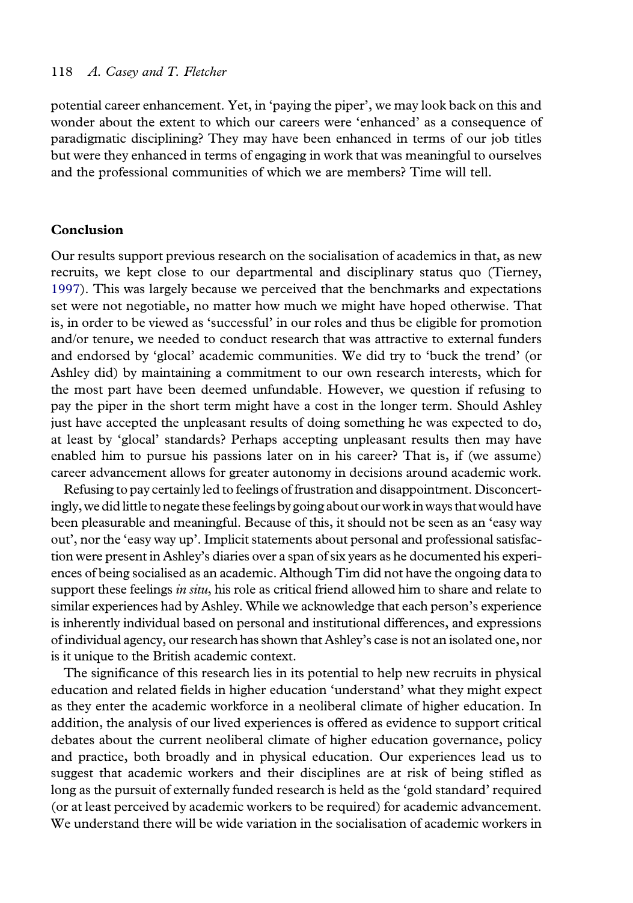potential career enhancement. Yet, in 'paying the piper', we may look back on this and wonder about the extent to which our careers were 'enhanced' as a consequence of paradigmatic disciplining? They may have been enhanced in terms of our job titles but were they enhanced in terms of engaging in work that was meaningful to ourselves and the professional communities of which we are members? Time will tell.

## Conclusion

Our results support previous research on the socialisation of academics in that, as new recruits, we kept close to our departmental and disciplinary status quo (Tierney, 1997). This was largely because we perceived that the benchmarks and expectations set were not negotiable, no matter how much we might have hoped otherwise. That is, in order to be viewed as 'successful' in our roles and thus be eligible for promotion and/or tenure, we needed to conduct research that was attractive to external funders and endorsed by 'glocal' academic communities. We did try to 'buck the trend' (or Ashley did) by maintaining a commitment to our own research interests, which for the most part have been deemed unfundable. However, we question if refusing to pay the piper in the short term might have a cost in the longer term. Should Ashley just have accepted the unpleasant results of doing something he was expected to do, at least by 'glocal' standards? Perhaps accepting unpleasant results then may have enabled him to pursue his passions later on in his career? That is, if (we assume) career advancement allows for greater autonomy in decisions around academic work.

Refusing to pay certainly led to feelings of frustration and disappointment. Disconcertingly, we did little to negate these feelings by going about our work in ways that would have been pleasurable and meaningful. Because of this, it should not be seen as an 'easy way out', nor the 'easy way up'. Implicit statements about personal and professional satisfaction were present in Ashley's diaries over a span of six years as he documented his experiences of being socialised as an academic. Although Tim did not have the ongoing data to support these feelings *in situ*, his role as critical friend allowed him to share and relate to similar experiences had by Ashley. While we acknowledge that each person's experience is inherently individual based on personal and institutional differences, and expressions of individual agency, our research has shown that Ashley's case is not an isolated one, nor is it unique to the British academic context.

The significance of this research lies in its potential to help new recruits in physical education and related fields in higher education 'understand' what they might expect as they enter the academic workforce in a neoliberal climate of higher education. In addition, the analysis of our lived experiences is offered as evidence to support critical debates about the current neoliberal climate of higher education governance, policy and practice, both broadly and in physical education. Our experiences lead us to suggest that academic workers and their disciplines are at risk of being stifled as long as the pursuit of externally funded research is held as the 'gold standard' required (or at least perceived by academic workers to be required) for academic advancement. We understand there will be wide variation in the socialisation of academic workers in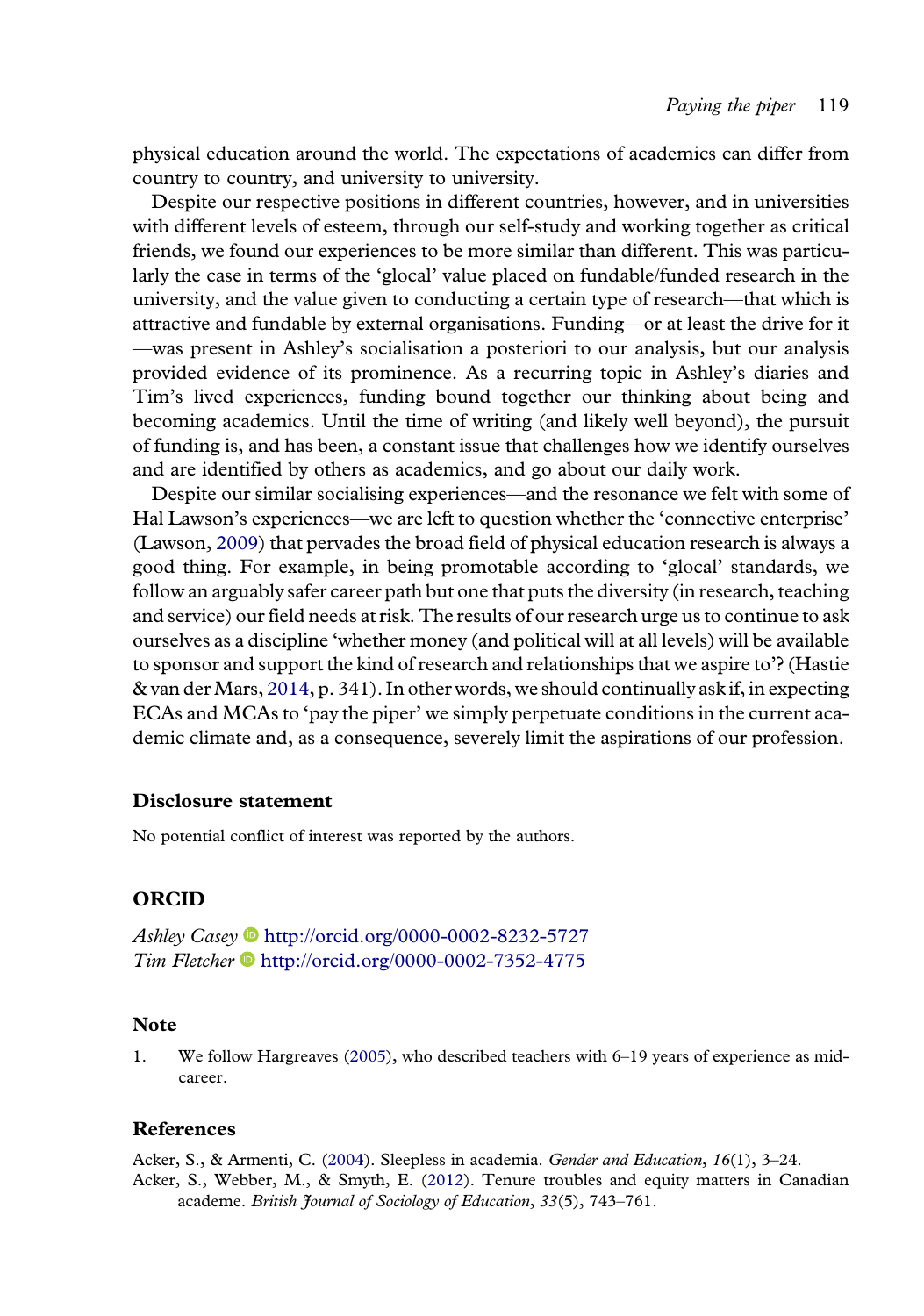physical education around the world. The expectations of academics can differ from country to country, and university to university.

Despite our respective positions in different countries, however, and in universities with different levels of esteem, through our self-study and working together as critical friends, we found our experiences to be more similar than different. This was particularly the case in terms of the 'glocal' value placed on fundable/funded research in the university, and the value given to conducting a certain type of research—that which is attractive and fundable by external organisations. Funding—or at least the drive for it—was present in Ashley's socialisation a posteriori to our analysis, but our analysis provided evidence of its prominence. As a recurring topic in Ashley's diaries and Tim's lived experiences, funding bound together our thinking about being and becoming academics. Until the time of writing (and likely well beyond), the pursuit of funding is, and has been, a constant issue that challenges how we identify ourselves and are identified by others as academics, and go about our daily work.

Despite our similar socialising experiences—and the resonance we felt with some of Hal Lawson's experiences—we are left to question whether the 'connective enterprise' (Lawson, 2009) that pervades the broad field of physical education research is always a good thing. For example, in being promotable according to 'glocal' standards, we follow an arguably safer career path but one that puts the diversity (in research, teaching and service) our field needs at risk. The results of our research urge us to continue to ask ourselves as a discipline 'whether money (and political will at all levels) will be available to sponsor and support the kind of research and relationships that we aspire to'? (Hastie & van der Mars, 2014, p. 341). In other words, we should continually ask if, in expecting ECAs and MCAs to 'pay the piper' we simply perpetuate conditions in the current academic climate and, as a consequence, severely limit the aspirations of our profession.

## Disclosure statement

No potential conflict of interest was reported by the authors.

## ORCID

*Ashley Casey* http://orcid.org/0000-0002-8232-5727
*Tim Fletcher* http://orcid.org/0000-0002-7352-4775

## Note

1. We follow Hargreaves (2005), who described teachers with 6–19 years of experience as mid-career.

## References

Acker, S., & Armenti, C. (2004). Sleepless in academia. *Gender and Education*, *16*(1), 3–24.

Acker, S., Webber, M., & Smyth, E. (2012). Tenure troubles and equity matters in Canadian academe. *British Journal of Sociology of Education*, *33*(5), 743–761.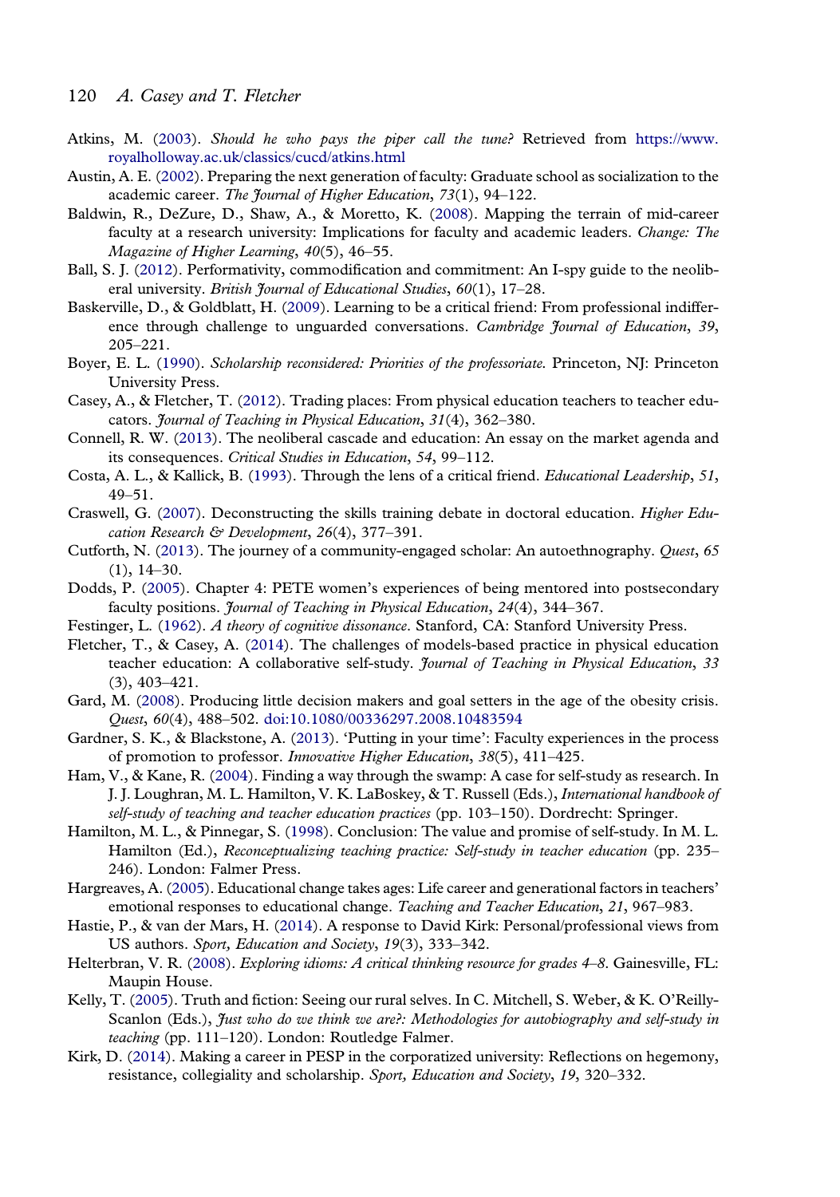Atkins, M. (2003). *Should he who pays the piper call the tune?* Retrieved from https://www.royalholloway.ac.uk/classics/cucd/atkins.html

Austin, A. E. (2002). Preparing the next generation of faculty: Graduate school as socialization to the academic career. *The Journal of Higher Education*, *73*(1), 94–122.

Baldwin, R., DeZure, D., Shaw, A., & Moretto, K. (2008). Mapping the terrain of mid-career faculty at a research university: Implications for faculty and academic leaders. *Change: The Magazine of Higher Learning*, *40*(5), 46–55.

Ball, S. J. (2012). Performativity, commodification and commitment: An I-spy guide to the neoliberal university. *British Journal of Educational Studies*, *60*(1), 17–28.

Baskerville, D., & Goldblatt, H. (2009). Learning to be a critical friend: From professional indifference through challenge to unguarded conversations. *Cambridge Journal of Education*, *39*, 205–221.

Boyer, E. L. (1990). *Scholarship reconsidered: Priorities of the professoriate*. Princeton, NJ: Princeton University Press.

Casey, A., & Fletcher, T. (2012). Trading places: From physical education teachers to teacher educators. *Journal of Teaching in Physical Education*, *31*(4), 362–380.

Connell, R. W. (2013). The neoliberal cascade and education: An essay on the market agenda and its consequences. *Critical Studies in Education*, *54*, 99–112.

Costa, A. L., & Kallick, B. (1993). Through the lens of a critical friend. *Educational Leadership*, *51*, 49–51.

Craswell, G. (2007). Deconstructing the skills training debate in doctoral education. *Higher Education Research & Development*, *26*(4), 377–391.

Cutforth, N. (2013). The journey of a community-engaged scholar: An autoethnography. *Quest*, *65* (1), 14–30.

Dodds, P. (2005). Chapter 4: PETE women's experiences of being mentored into postsecondary faculty positions. *Journal of Teaching in Physical Education*, *24*(4), 344–367.

Festinger, L. (1962). *A theory of cognitive dissonance*. Stanford, CA: Stanford University Press.

Fletcher, T., & Casey, A. (2014). The challenges of models-based practice in physical education teacher education: A collaborative self-study. *Journal of Teaching in Physical Education*, *33* (3), 403–421.

Gard, M. (2008). Producing little decision makers and goal setters in the age of the obesity crisis. *Quest*, *60*(4), 488–502. doi:10.1080/00336297.2008.10483594

Gardner, S. K., & Blackstone, A. (2013). 'Putting in your time': Faculty experiences in the process of promotion to professor. *Innovative Higher Education*, *38*(5), 411–425.

Ham, V., & Kane, R. (2004). Finding a way through the swamp: A case for self-study as research. In J. J. Loughran, M. L. Hamilton, V. K. LaBoskey, & T. Russell (Eds.), *International handbook of self-study of teaching and teacher education practices* (pp. 103–150). Dordrecht: Springer.

Hamilton, M. L., & Pinnegar, S. (1998). Conclusion: The value and promise of self-study. In M. L. Hamilton (Ed.), *Reconceptualizing teaching practice: Self-study in teacher education* (pp. 235–246). London: Falmer Press.

Hargreaves, A. (2005). Educational change takes ages: Life career and generational factors in teachers' emotional responses to educational change. *Teaching and Teacher Education*, *21*, 967–983.

Hastie, P., & van der Mars, H. (2014). A response to David Kirk: Personal/professional views from US authors. *Sport, Education and Society*, *19*(3), 333–342.

Helterbran, V. R. (2008). *Exploring idioms: A critical thinking resource for grades 4–8*. Gainesville, FL: Maupin House.

Kelly, T. (2005). Truth and fiction: Seeing our rural selves. In C. Mitchell, S. Weber, & K. O'Reilly-Scanlon (Eds.), *Just who do we think we are?: Methodologies for autobiography and self-study in teaching* (pp. 111–120). London: Routledge Falmer.

Kirk, D. (2014). Making a career in PESP in the corporatized university: Reflections on hegemony, resistance, collegiality and scholarship. *Sport, Education and Society*, *19*, 320–332.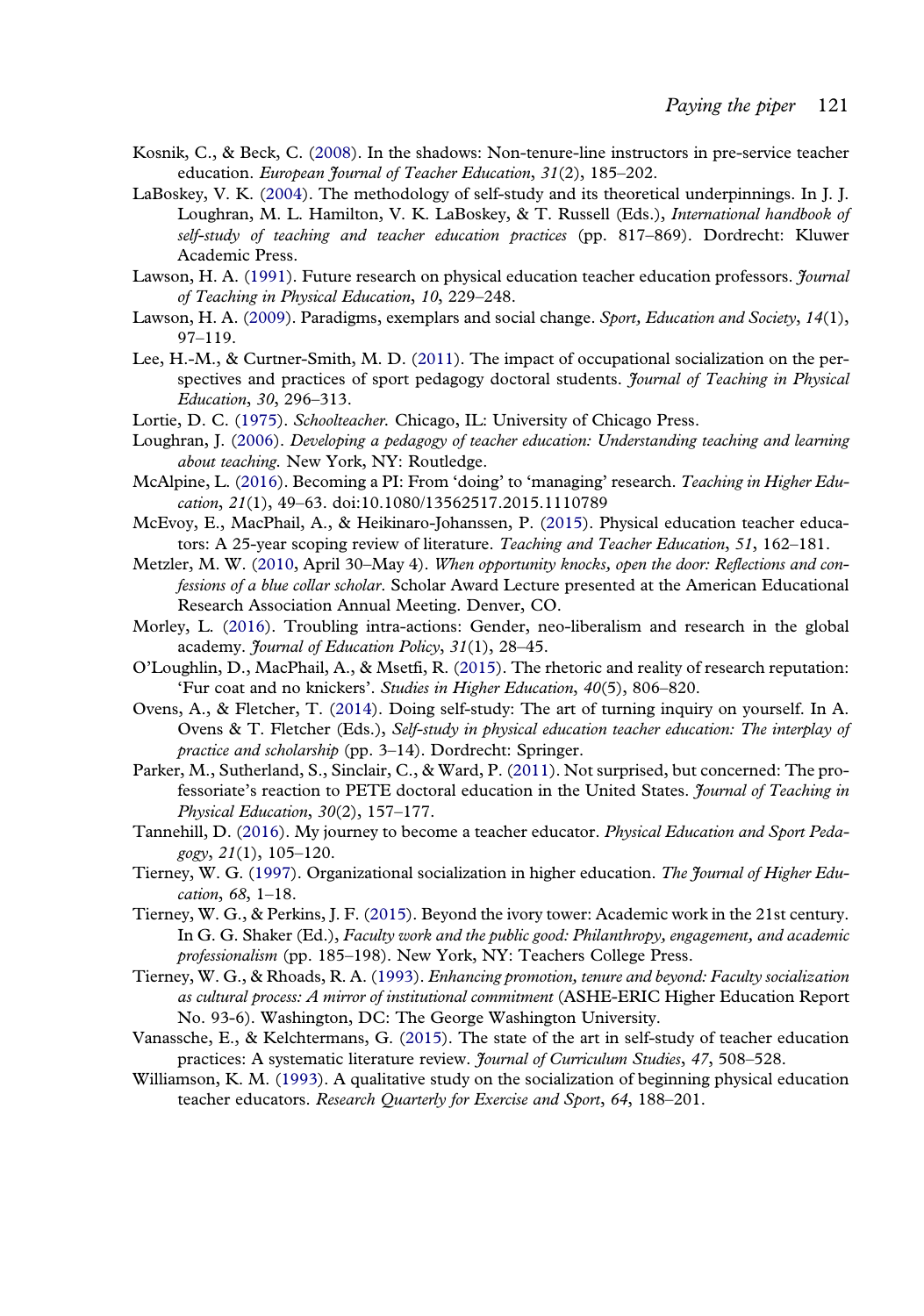Kosnik, C., & Beck, C. (2008). In the shadows: Non-tenure-line instructors in pre-service teacher education. *European Journal of Teacher Education*, *31*(2), 185–202.

LaBoskey, V. K. (2004). The methodology of self-study and its theoretical underpinnings. In J. J. Loughran, M. L. Hamilton, V. K. LaBoskey, & T. Russell (Eds.), *International handbook of self-study of teaching and teacher education practices* (pp. 817–869). Dordrecht: Kluwer Academic Press.

Lawson, H. A. (1991). Future research on physical education teacher education professors. *Journal of Teaching in Physical Education*, *10*, 229–248.

Lawson, H. A. (2009). Paradigms, exemplars and social change. *Sport, Education and Society*, *14*(1), 97–119.

Lee, H.-M., & Curtner-Smith, M. D. (2011). The impact of occupational socialization on the perspectives and practices of sport pedagogy doctoral students. *Journal of Teaching in Physical Education*, *30*, 296–313.

Lortie, D. C. (1975). *Schoolteacher.* Chicago, IL: University of Chicago Press.

Loughran, J. (2006). *Developing a pedagogy of teacher education: Understanding teaching and learning about teaching.* New York, NY: Routledge.

McAlpine, L. (2016). Becoming a PI: From 'doing' to 'managing' research. *Teaching in Higher Education*, *21*(1), 49–63. doi:10.1080/13562517.2015.1110789

McEvoy, E., MacPhail, A., & Heikinaro-Johanssen, P. (2015). Physical education teacher educators: A 25-year scoping review of literature. *Teaching and Teacher Education*, *51*, 162–181.

Metzler, M. W. (2010, April 30–May 4). *When opportunity knocks, open the door: Reflections and confessions of a blue collar scholar.* Scholar Award Lecture presented at the American Educational Research Association Annual Meeting. Denver, CO.

Morley, L. (2016). Troubling intra-actions: Gender, neo-liberalism and research in the global academy. *Journal of Education Policy*, *31*(1), 28–45.

O'Loughlin, D., MacPhail, A., & Msetfi, R. (2015). The rhetoric and reality of research reputation: 'Fur coat and no knickers'. *Studies in Higher Education*, *40*(5), 806–820.

Ovens, A., & Fletcher, T. (2014). Doing self-study: The art of turning inquiry on yourself. In A. Ovens & T. Fletcher (Eds.), *Self-study in physical education teacher education: The interplay of practice and scholarship* (pp. 3–14). Dordrecht: Springer.

Parker, M., Sutherland, S., Sinclair, C., & Ward, P. (2011). Not surprised, but concerned: The professoriate's reaction to PETE doctoral education in the United States. *Journal of Teaching in Physical Education*, *30*(2), 157–177.

Tannehill, D. (2016). My journey to become a teacher educator. *Physical Education and Sport Pedagogy*, *21*(1), 105–120.

Tierney, W. G. (1997). Organizational socialization in higher education. *The Journal of Higher Education*, *68*, 1–18.

Tierney, W. G., & Perkins, J. F. (2015). Beyond the ivory tower: Academic work in the 21st century. In G. G. Shaker (Ed.), *Faculty work and the public good: Philanthropy, engagement, and academic professionalism* (pp. 185–198). New York, NY: Teachers College Press.

Tierney, W. G., & Rhoads, R. A. (1993). *Enhancing promotion, tenure and beyond: Faculty socialization as cultural process: A mirror of institutional commitment* (ASHE-ERIC Higher Education Report No. 93-6). Washington, DC: The George Washington University.

Vanassche, E., & Kelchtermans, G. (2015). The state of the art in self-study of teacher education practices: A systematic literature review. *Journal of Curriculum Studies*, *47*, 508–528.

Williamson, K. M. (1993). A qualitative study on the socialization of beginning physical education teacher educators. *Research Quarterly for Exercise and Sport*, *64*, 188–201.